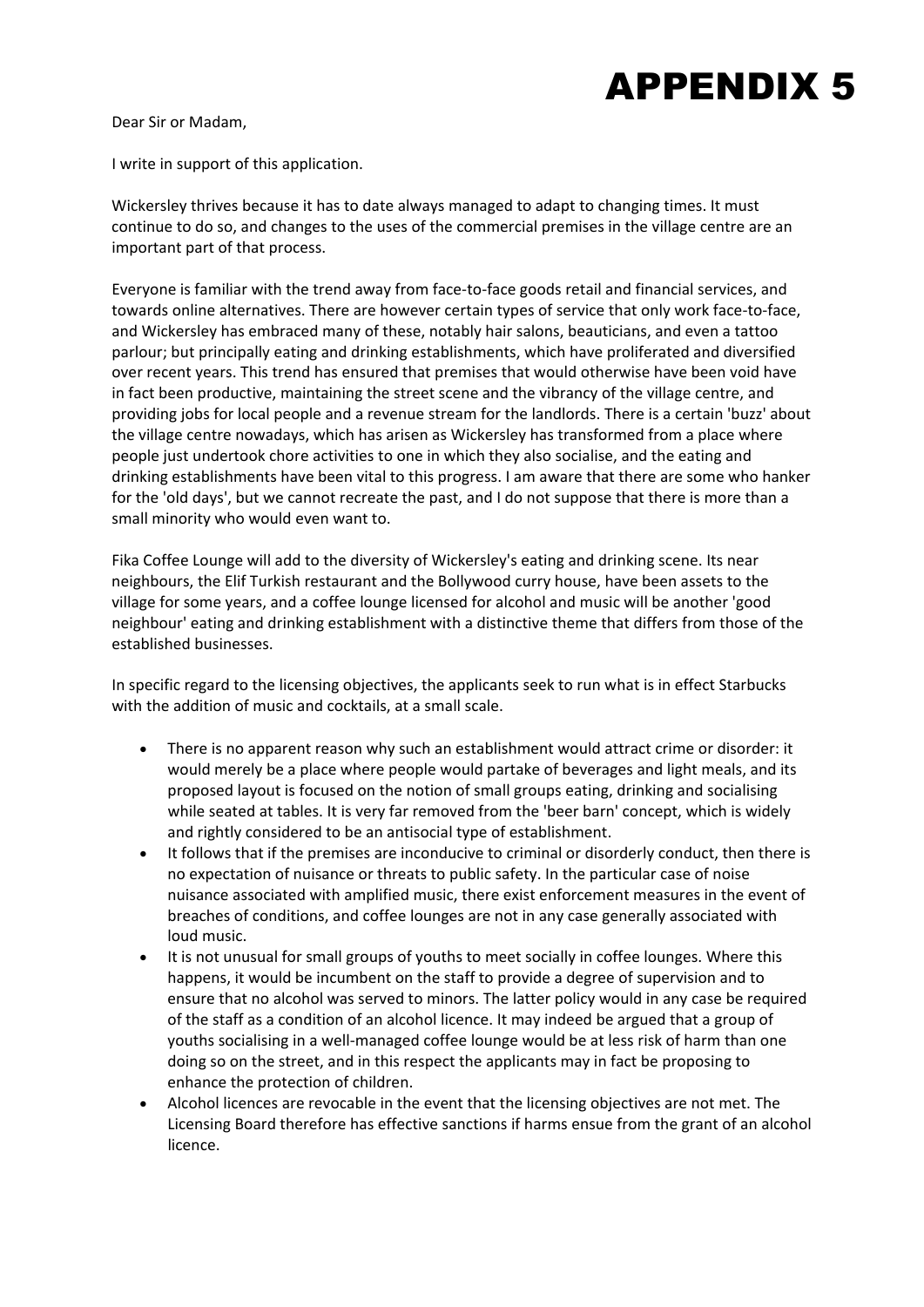# APPENDIX 5

Dear Sir or Madam,

I write in support of this application.

Wickersley thrives because it has to date always managed to adapt to changing times. It must continue to do so, and changes to the uses of the commercial premises in the village centre are an important part of that process.

Everyone is familiar with the trend away from face-to-face goods retail and financial services, and towards online alternatives. There are however certain types of service that only work face-to-face, and Wickersley has embraced many of these, notably hair salons, beauticians, and even a tattoo parlour; but principally eating and drinking establishments, which have proliferated and diversified over recent years. This trend has ensured that premises that would otherwise have been void have in fact been productive, maintaining the street scene and the vibrancy of the village centre, and providing jobs for local people and a revenue stream for the landlords. There is a certain 'buzz' about the village centre nowadays, which has arisen as Wickersley has transformed from a place where people just undertook chore activities to one in which they also socialise, and the eating and drinking establishments have been vital to this progress. I am aware that there are some who hanker for the 'old days', but we cannot recreate the past, and I do not suppose that there is more than a small minority who would even want to.

Fika Coffee Lounge will add to the diversity of Wickersley's eating and drinking scene. Its near neighbours, the Elif Turkish restaurant and the Bollywood curry house, have been assets to the village for some years, and a coffee lounge licensed for alcohol and music will be another 'good neighbour' eating and drinking establishment with a distinctive theme that differs from those of the established businesses.

In specific regard to the licensing objectives, the applicants seek to run what is in effect Starbucks with the addition of music and cocktails, at a small scale.

- There is no apparent reason why such an establishment would attract crime or disorder: it would merely be a place where people would partake of beverages and light meals, and its proposed layout is focused on the notion of small groups eating, drinking and socialising while seated at tables. It is very far removed from the 'beer barn' concept, which is widely and rightly considered to be an antisocial type of establishment.
- It follows that if the premises are inconducive to criminal or disorderly conduct, then there is no expectation of nuisance or threats to public safety. In the particular case of noise nuisance associated with amplified music, there exist enforcement measures in the event of breaches of conditions, and coffee lounges are not in any case generally associated with loud music.
- It is not unusual for small groups of youths to meet socially in coffee lounges. Where this happens, it would be incumbent on the staff to provide a degree of supervision and to ensure that no alcohol was served to minors. The latter policy would in any case be required of the staff as a condition of an alcohol licence. It may indeed be argued that a group of youths socialising in a well-managed coffee lounge would be at less risk of harm than one doing so on the street, and in this respect the applicants may in fact be proposing to enhance the protection of children.
- Alcohol licences are revocable in the event that the licensing objectives are not met. The Licensing Board therefore has effective sanctions if harms ensue from the grant of an alcohol licence.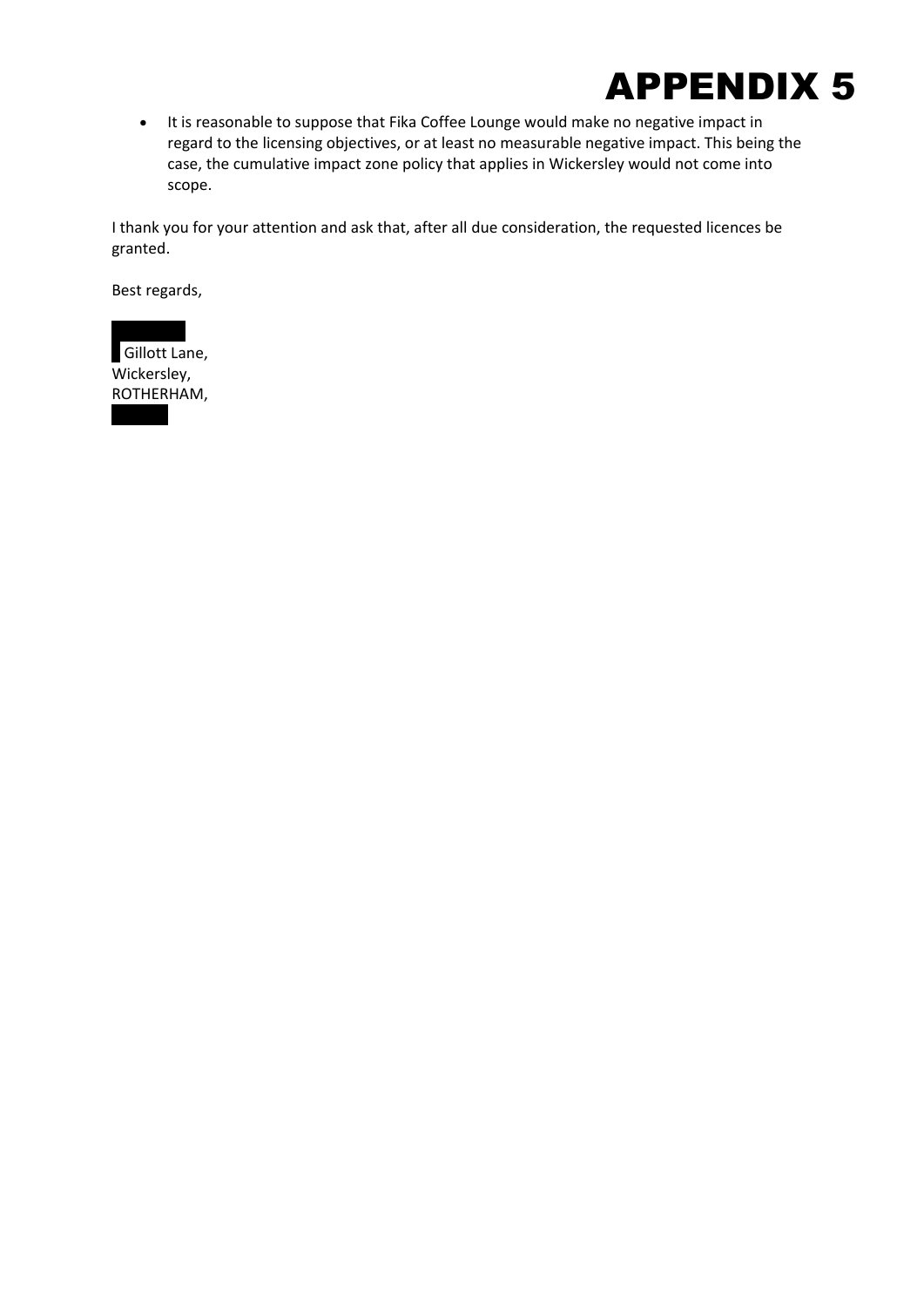# APPENDIX 5

- It is reasonable to suppose that Fika Coffee Lounge would make no negative impact in regard to the licensing objectives, or at least no measurable negative impact. This being the case, the cumulative impact zone policy that applies in Wickersley would not come into scope.

I thank you for your attention and ask that, after all due consideration, the requested licences be granted.

Best regards,

Gillott Lane,
Wickersley,
ROTHERHAM,